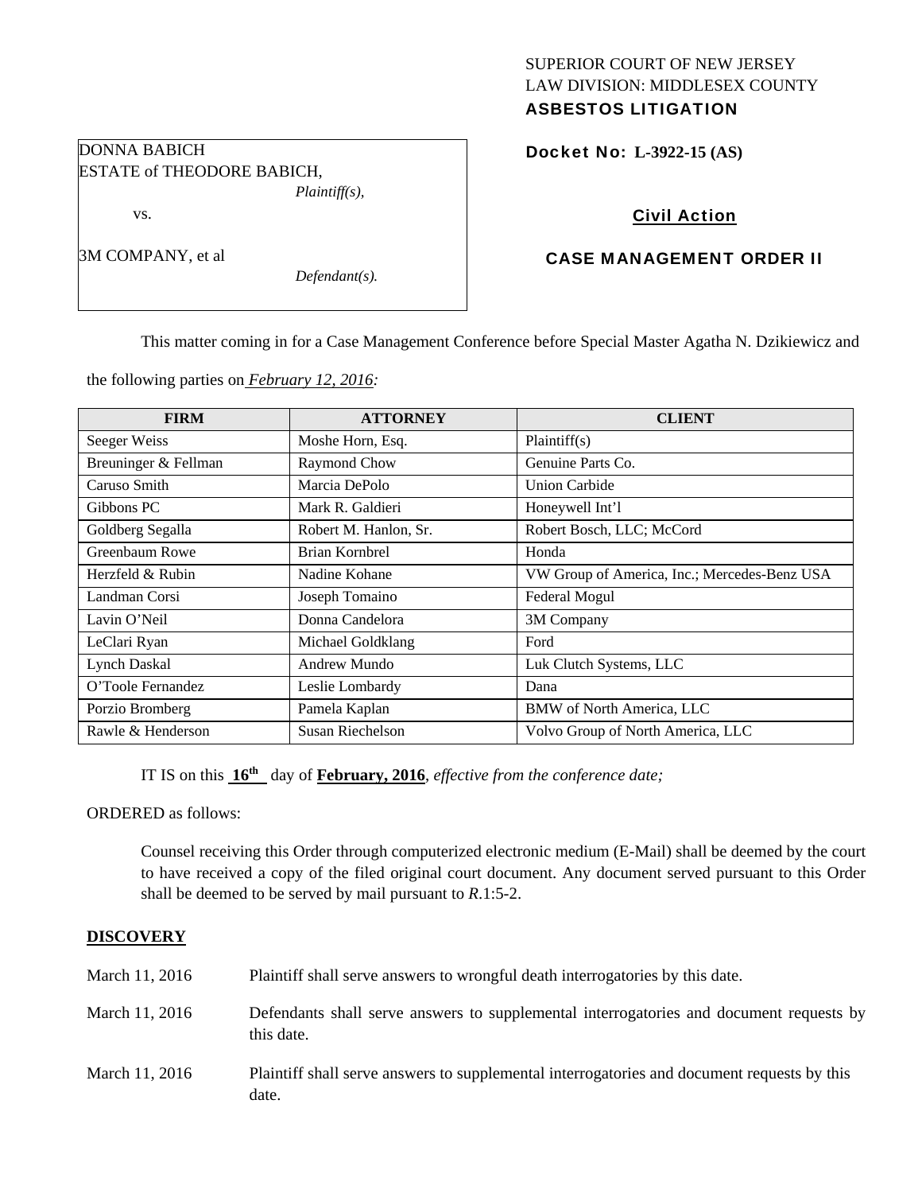SUPERIOR COURT OF NEW JERSEY
LAW DIVISION: MIDDLESEX COUNTY
**ASBESTOS LITIGATION**

DONNA BABICH
ESTATE of THEODORE BABICH,
*Plaintiff(s),*

vs.

3M COMPANY, et al
*Defendant(s).*

**Docket No: L-3922-15 (AS)**

**Civil Action**

**CASE MANAGEMENT ORDER II**

This matter coming in for a Case Management Conference before Special Master Agatha N. Dzikiewicz and the following parties on *February 12, 2016:*

| FIRM | ATTORNEY | CLIENT |
|---|---|---|
| Seeger Weiss | Moshe Horn, Esq. | Plaintiff(s) |
| Breuninger & Fellman | Raymond Chow | Genuine Parts Co. |
| Caruso Smith | Marcia DePolo | Union Carbide |
| Gibbons PC | Mark R. Galdieri | Honeywell Int'l |
| Goldberg Segalla | Robert M. Hanlon, Sr. | Robert Bosch, LLC; McCord |
| Greenbaum Rowe | Brian Kornbrel | Honda |
| Herzfeld & Rubin | Nadine Kohane | VW Group of America, Inc.; Mercedes-Benz USA |
| Landman Corsi | Joseph Tomaino | Federal Mogul |
| Lavin O'Neil | Donna Candelora | 3M Company |
| LeClari Ryan | Michael Goldklang | Ford |
| Lynch Daskal | Andrew Mundo | Luk Clutch Systems, LLC |
| O'Toole Fernandez | Leslie Lombardy | Dana |
| Porzio Bromberg | Pamela Kaplan | BMW of North America, LLC |
| Rawle & Henderson | Susan Riechelson | Volvo Group of North America, LLC |

IT IS on this **16th** day of **February, 2016**, *effective from the conference date;*

ORDERED as follows:

Counsel receiving this Order through computerized electronic medium (E-Mail) shall be deemed by the court to have received a copy of the filed original court document. Any document served pursuant to this Order shall be deemed to be served by mail pursuant to *R*.1:5-2.

**DISCOVERY**

March 11, 2016 — Plaintiff shall serve answers to wrongful death interrogatories by this date.

March 11, 2016 — Defendants shall serve answers to supplemental interrogatories and document requests by this date.

March 11, 2016 — Plaintiff shall serve answers to supplemental interrogatories and document requests by this date.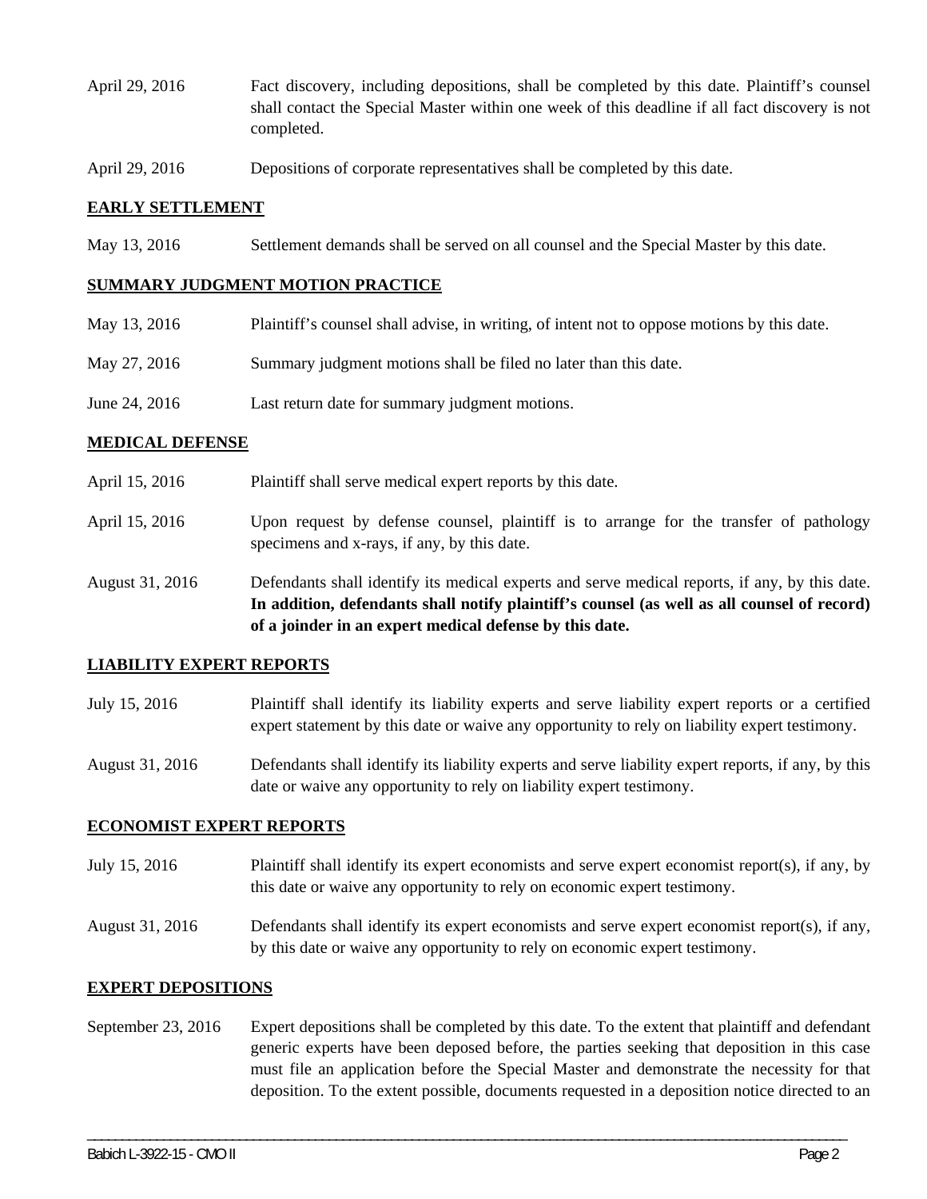April 29, 2016 Fact discovery, including depositions, shall be completed by this date. Plaintiff's counsel shall contact the Special Master within one week of this deadline if all fact discovery is not completed.

April 29, 2016 Depositions of corporate representatives shall be completed by this date.

## EARLY SETTLEMENT

May 13, 2016 Settlement demands shall be served on all counsel and the Special Master by this date.

## SUMMARY JUDGMENT MOTION PRACTICE

May 13, 2016 Plaintiff's counsel shall advise, in writing, of intent not to oppose motions by this date.

May 27, 2016 Summary judgment motions shall be filed no later than this date.

June 24, 2016 Last return date for summary judgment motions.

## MEDICAL DEFENSE

April 15, 2016 Plaintiff shall serve medical expert reports by this date.

April 15, 2016 Upon request by defense counsel, plaintiff is to arrange for the transfer of pathology specimens and x-rays, if any, by this date.

August 31, 2016 Defendants shall identify its medical experts and serve medical reports, if any, by this date. **In addition, defendants shall notify plaintiff's counsel (as well as all counsel of record) of a joinder in an expert medical defense by this date.**

## LIABILITY EXPERT REPORTS

July 15, 2016 Plaintiff shall identify its liability experts and serve liability expert reports or a certified expert statement by this date or waive any opportunity to rely on liability expert testimony.

August 31, 2016 Defendants shall identify its liability experts and serve liability expert reports, if any, by this date or waive any opportunity to rely on liability expert testimony.

## ECONOMIST EXPERT REPORTS

July 15, 2016 Plaintiff shall identify its expert economists and serve expert economist report(s), if any, by this date or waive any opportunity to rely on economic expert testimony.

August 31, 2016 Defendants shall identify its expert economists and serve expert economist report(s), if any, by this date or waive any opportunity to rely on economic expert testimony.

## EXPERT DEPOSITIONS

September 23, 2016 Expert depositions shall be completed by this date. To the extent that plaintiff and defendant generic experts have been deposed before, the parties seeking that deposition in this case must file an application before the Special Master and demonstrate the necessity for that deposition. To the extent possible, documents requested in a deposition notice directed to an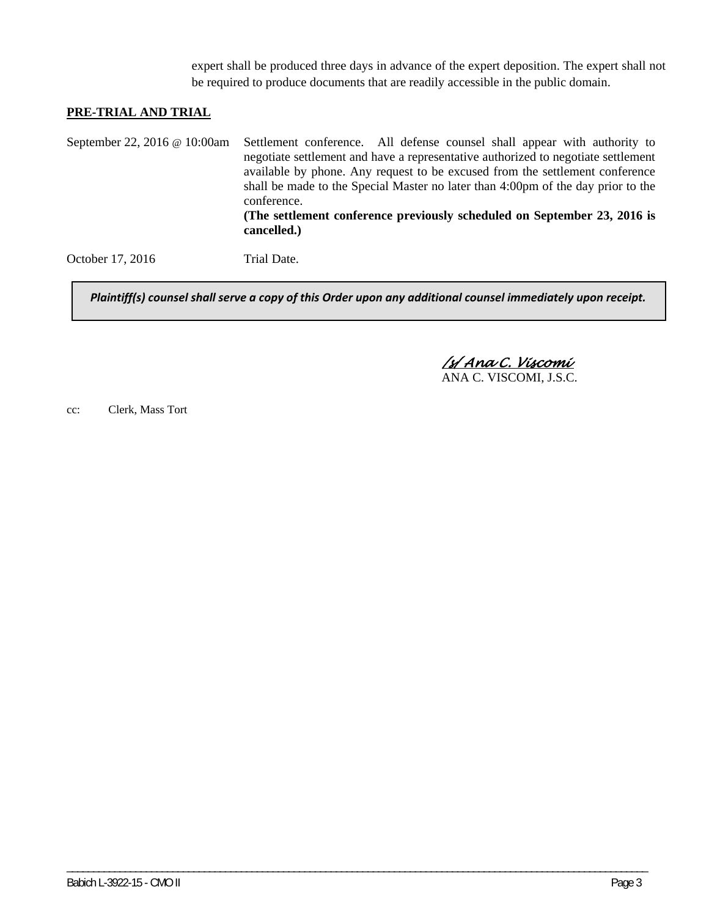expert shall be produced three days in advance of the expert deposition. The expert shall not be required to produce documents that are readily accessible in the public domain.

**PRE-TRIAL AND TRIAL**

| | |
|---|---|
| September 22, 2016 @ 10:00am | Settlement conference. All defense counsel shall appear with authority to negotiate settlement and have a representative authorized to negotiate settlement available by phone. Any request to be excused from the settlement conference shall be made to the Special Master no later than 4:00pm of the day prior to the conference. **(The settlement conference previously scheduled on September 23, 2016 is cancelled.)** |
| October 17, 2016 | Trial Date. |

***Plaintiff(s) counsel shall serve a copy of this Order upon any additional counsel immediately upon receipt.***

*/s/ Ana C. Viscomi*
ANA C. VISCOMI, J.S.C.

cc: Clerk, Mass Tort

Babich L-3922-15 - CMO II